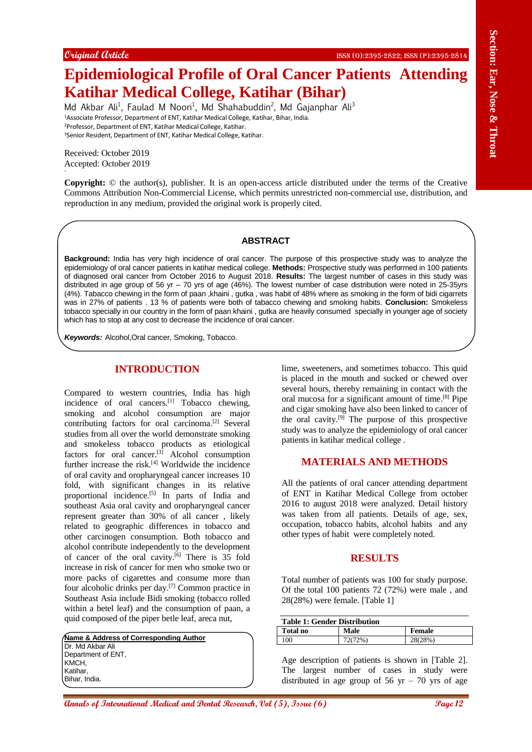Original Article

# Epidemiological Profile of Oral Cancer Patients Attending Katihar Medical College, Katihar (Bihar)

Md Akbar Ali[1], Faulad M Noori[1], Md Shahabuddin[2], Md Gajanphar Ali[3]

[1]Associate Professor, Department of ENT, Katihar Medical College, Katihar, Bihar, India.
[2]Professor, Department of ENT, Katihar Medical College, Katihar.
[3]Senior Resident, Department of ENT, Katihar Medical College, Katihar.

Received: October 2019
Accepted: October 2019

**Copyright:** © the author(s), publisher. It is an open-access article distributed under the terms of the Creative Commons Attribution Non-Commercial License, which permits unrestricted non-commercial use, distribution, and reproduction in any medium, provided the original work is properly cited.

## ABSTRACT

**Background:** India has very high incidence of oral cancer. The purpose of this prospective study was to analyze the epidemiology of oral cancer patients in katihar medical college. **Methods:** Prospective study was performed in 100 patients of diagnosed oral cancer from October 2016 to August 2018. **Results:** The largest number of cases in this study was distributed in age group of 56 yr – 70 yrs of age (46%). The lowest number of case distribution were noted in 25-35yrs (4%). Tabacco chewing in the form of paan ,khaini , gutka , was habit of 48% where as smoking in the form of bidi cigarrets was in 27% of patients . 13 % of patients were both of tabacco chewing and smoking habits. **Conclusion:** Smokeless tobacco specially in our country in the form of paan khaini , gutka are heavily consumed specially in younger age of society which has to stop at any cost to decrease the incidence of oral cancer.

***Keywords:*** Alcohol,Oral cancer, Smoking, Tobacco.

## INTRODUCTION

Compared to western countries, India has high incidence of oral cancers.[1] Tobacco chewing, smoking and alcohol consumption are major contributing factors for oral carcinoma.[2] Several studies from all over the world demonstrate smoking and smokeless tobacco products as etiological factors for oral cancer.[3] Alcohol consumption further increase the risk.[4] Worldwide the incidence of oral cavity and oropharyngeal cancer increases 10 fold, with significant changes in its relative proportional incidence.[5] In parts of India and southeast Asia oral cavity and oropharyngeal cancer represent greater than 30% of all cancer , likely related to geographic differences in tobacco and other carcinogen consumption. Both tobacco and alcohol contribute independently to the development of cancer of the oral cavity.[6] There is 35 fold increase in risk of cancer for men who smoke two or more packs of cigarettes and consume more than four alcoholic drinks per day.[7] Common practice in Southeast Asia include Bidi smoking (tobacco rolled within a betel leaf) and the consumption of paan, a quid composed of the piper betle leaf, areca nut, lime, sweeteners, and sometimes tobacco. This quid is placed in the mouth and sucked or chewed over several hours, thereby remaining in contact with the oral mucosa for a significant amount of time.[8] Pipe and cigar smoking have also been linked to cancer of the oral cavity.[9] The purpose of this prospective study was to analyze the epidemiology of oral cancer patients in katihar medical college .

**Name & Address of Corresponding Author**
Dr. Md Akbar Ali
Department of ENT,
KMCH,
Katihar,
Bihar, India.

## MATERIALS AND METHODS

All the patients of oral cancer attending department of ENT in Katihar Medical College from october 2016 to august 2018 were analyzed. Detail history was taken from all patients. Details of age, sex, occupation, tobacco habits, alcohol habits and any other types of habit were completely noted.

## RESULTS

Total number of patients was 100 for study purpose. Of the total 100 patients 72 (72%) were male , and 28(28%) were female. [Table 1]

**Table 1: Gender Distribution**

| Total no | Male | Female |
|---|---|---|
| 100 | 72(72%) | 28(28%) |

Age description of patients is shown in [Table 2]. The largest number of cases in study were distributed in age group of 56 yr – 70 yrs of age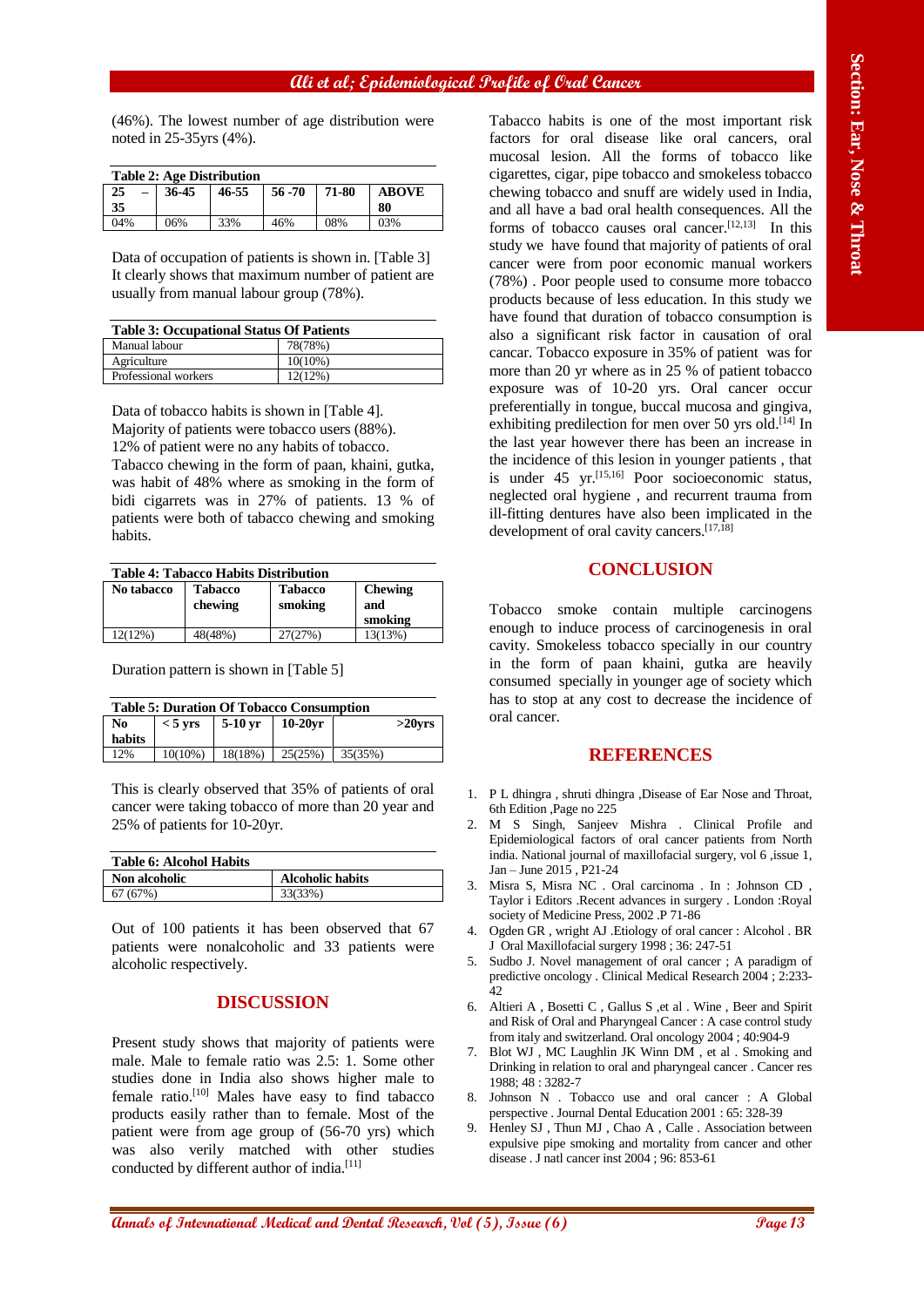(46%). The lowest number of age distribution were noted in 25-35yrs (4%).

**Table 2: Age Distribution**

| 25 – 35 | 36-45 | 46-55 | 56 -70 | 71-80 | ABOVE 80 |
|---|---|---|---|---|---|
| 04% | 06% | 33% | 46% | 08% | 03% |

Data of occupation of patients is shown in. [Table 3] It clearly shows that maximum number of patient are usually from manual labour group (78%).

**Table 3: Occupational Status Of Patients**

| | |
|---|---|
| Manual labour | 78(78%) |
| Agriculture | 10(10%) |
| Professional workers | 12(12%) |

Data of tobacco habits is shown in [Table 4].
Majority of patients were tobacco users (88%).
12% of patient were no any habits of tobacco.
Tabacco chewing in the form of paan, khaini, gutka, was habit of 48% where as smoking in the form of bidi cigarrets was in 27% of patients. 13 % of patients were both of tabacco chewing and smoking habits.

**Table 4: Tabacco Habits Distribution**

| No tabacco | Tabacco chewing | Tabacco smoking | Chewing and smoking |
|---|---|---|---|
| 12(12%) | 48(48%) | 27(27%) | 13(13%) |

Duration pattern is shown in [Table 5]

**Table 5: Duration Of Tobacco Consumption**

| No habits | < 5 yrs | 5-10 yr | 10-20yr | >20yrs |
|---|---|---|---|---|
| 12% | 10(10%) | 18(18%) | 25(25%) | 35(35%) |

This is clearly observed that 35% of patients of oral cancer were taking tobacco of more than 20 year and 25% of patients for 10-20yr.

**Table 6: Alcohol Habits**

| Non alcoholic | Alcoholic habits |
|---|---|
| 67 (67%) | 33(33%) |

Out of 100 patients it has been observed that 67 patients were nonalcoholic and 33 patients were alcoholic respectively.

## DISCUSSION

Present study shows that majority of patients were male. Male to female ratio was 2.5: 1. Some other studies done in India also shows higher male to female ratio.[10] Males have easy to find tabacco products easily rather than to female. Most of the patient were from age group of (56-70 yrs) which was also verily matched with other studies conducted by different author of india.[11]

Tabacco habits is one of the most important risk factors for oral disease like oral cancers, oral mucosal lesion. All the forms of tobacco like cigarettes, cigar, pipe tobacco and smokeless tobacco chewing tobacco and snuff are widely used in India, and all have a bad oral health consequences. All the forms of tobacco causes oral cancer.[12,13] In this study we have found that majority of patients of oral cancer were from poor economic manual workers (78%) . Poor people used to consume more tobacco products because of less education. In this study we have found that duration of tobacco consumption is also a significant risk factor in causation of oral cancar. Tobacco exposure in 35% of patient was for more than 20 yr where as in 25 % of patient tobacco exposure was of 10-20 yrs. Oral cancer occur preferentially in tongue, buccal mucosa and gingiva, exhibiting predilection for men over 50 yrs old.[14] In the last year however there has been an increase in the incidence of this lesion in younger patients , that is under 45 yr.[15,16] Poor socioeconomic status, neglected oral hygiene , and recurrent trauma from ill-fitting dentures have also been implicated in the development of oral cavity cancers.[17,18]

## CONCLUSION

Tobacco smoke contain multiple carcinogens enough to induce process of carcinogenesis in oral cavity. Smokeless tobacco specially in our country in the form of paan khaini, gutka are heavily consumed specially in younger age of society which has to stop at any cost to decrease the incidence of oral cancer.

## REFERENCES

1. P L dhingra , shruti dhingra ,Disease of Ear Nose and Throat, 6th Edition ,Page no 225
2. M S Singh, Sanjeev Mishra . Clinical Profile and Epidemiological factors of oral cancer patients from North india. National journal of maxillofacial surgery, vol 6 ,issue 1, Jan – June 2015 , P21-24
3. Misra S, Misra NC . Oral carcinoma . In : Johnson CD , Taylor i Editors .Recent advances in surgery . London :Royal society of Medicine Press, 2002 .P 71-86
4. Ogden GR , wright AJ .Etiology of oral cancer : Alcohol . BR J Oral Maxillofacial surgery 1998 ; 36: 247-51
5. Sudbo J. Novel management of oral cancer ; A paradigm of predictive oncology . Clinical Medical Research 2004 ; 2:233-42
6. Altieri A , Bosetti C , Gallus S ,et al . Wine , Beer and Spirit and Risk of Oral and Pharyngeal Cancer : A case control study from italy and switzerland. Oral oncology 2004 ; 40:904-9
7. Blot WJ , MC Laughlin JK Winn DM , et al . Smoking and Drinking in relation to oral and pharyngeal cancer . Cancer res 1988; 48 : 3282-7
8. Johnson N . Tobacco use and oral cancer : A Global perspective . Journal Dental Education 2001 : 65: 328-39
9. Henley SJ , Thun MJ , Chao A , Calle . Association between expulsive pipe smoking and mortality from cancer and other disease . J natl cancer inst 2004 ; 96: 853-61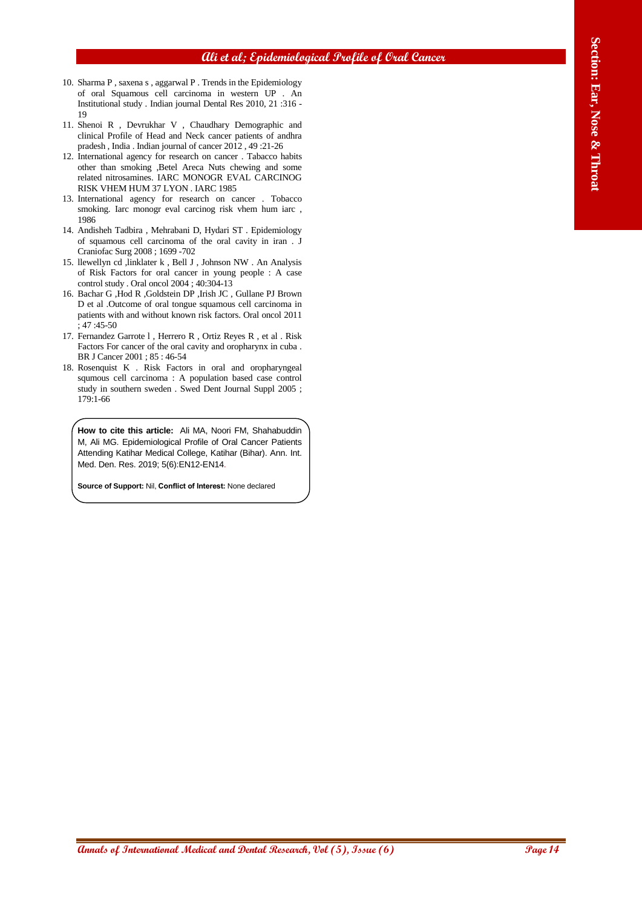10. Sharma P , saxena s , aggarwal P . Trends in the Epidemiology of oral Squamous cell carcinoma in western UP . An Institutional study . Indian journal Dental Res 2010, 21 :316 - 19
11. Shenoi R , Devrukhar V , Chaudhary Demographic and clinical Profile of Head and Neck cancer patients of andhra pradesh , India . Indian journal of cancer 2012 , 49 :21-26
12. International agency for research on cancer . Tabacco habits other than smoking ,Betel Areca Nuts chewing and some related nitrosamines. IARC MONOGR EVAL CARCINOG RISK VHEM HUM 37 LYON . IARC 1985
13. International agency for research on cancer . Tobacco smoking. Iarc monogr eval carcinog risk vhem hum iarc , 1986
14. Andisheh Tadbira , Mehrabani D, Hydari ST . Epidemiology of squamous cell carcinoma of the oral cavity in iran . J Craniofac Surg 2008 ; 1699 -702
15. llewellyn cd ,linklater k , Bell J , Johnson NW . An Analysis of Risk Factors for oral cancer in young people : A case control study . Oral oncol 2004 ; 40:304-13
16. Bachar G ,Hod R ,Goldstein DP ,Irish JC , Gullane PJ Brown D et al .Outcome of oral tongue squamous cell carcinoma in patients with and without known risk factors. Oral oncol 2011 ; 47 :45-50
17. Fernandez Garrote l , Herrero R , Ortiz Reyes R , et al . Risk Factors For cancer of the oral cavity and oropharynx in cuba . BR J Cancer 2001 ; 85 : 46-54
18. Rosenquist K . Risk Factors in oral and oropharyngeal squmous cell carcinoma : A population based case control study in southern sweden . Swed Dent Journal Suppl 2005 ; 179:1-66

**How to cite this article:** Ali MA, Noori FM, Shahabuddin M, Ali MG. Epidemiological Profile of Oral Cancer Patients Attending Katihar Medical College, Katihar (Bihar). Ann. Int. Med. Den. Res. 2019; 5(6):EN12-EN14.

**Source of Support:** Nil, **Conflict of Interest:** None declared